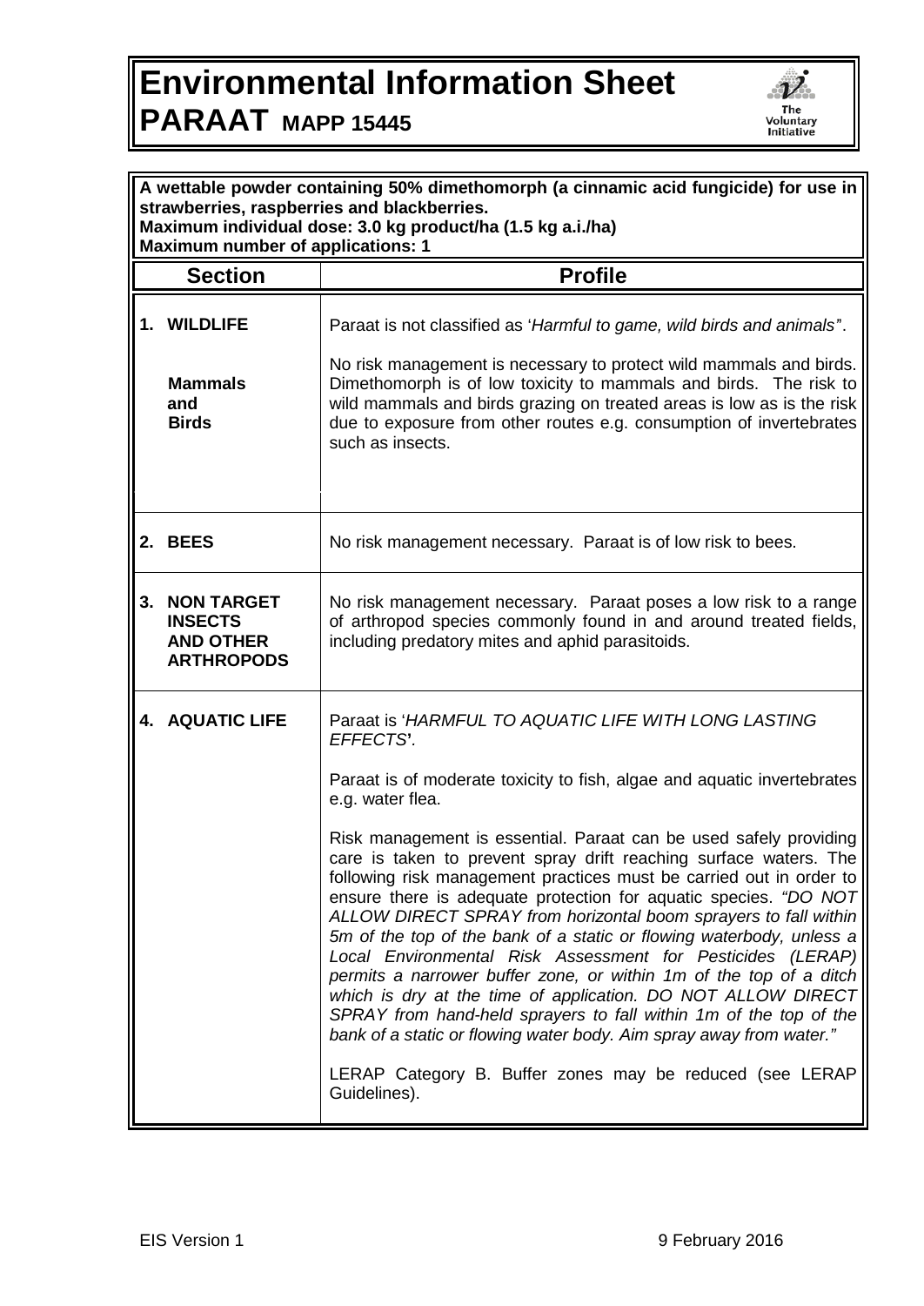# Environmental Information Sheet

## PARAAT MAPP 15445

The Voluntary Initiative

**A wettable powder containing 50% dimethomorph (a cinnamic acid fungicide) for use in strawberries, raspberries and blackberries.**
**Maximum individual dose: 3.0 kg product/ha (1.5 kg a.i./ha)**
**Maximum number of applications: 1**

| Section | Profile |
|---|---|
| **1. WILDLIFE**<br><br>**Mammals and Birds** | Paraat is not classified as '*Harmful to game, wild birds and animals*'.<br><br>No risk management is necessary to protect wild mammals and birds. Dimethomorph is of low toxicity to mammals and birds. The risk to wild mammals and birds grazing on treated areas is low as is the risk due to exposure from other routes e.g. consumption of invertebrates such as insects. |
| **2. BEES** | No risk management necessary. Paraat is of low risk to bees. |
| **3. NON TARGET INSECTS AND OTHER ARTHROPODS** | No risk management necessary. Paraat poses a low risk to a range of arthropod species commonly found in and around treated fields, including predatory mites and aphid parasitoids. |
| **4. AQUATIC LIFE** | Paraat is '*HARMFUL TO AQUATIC LIFE WITH LONG LASTING EFFECTS*'.<br><br>Paraat is of moderate toxicity to fish, algae and aquatic invertebrates e.g. water flea.<br><br>Risk management is essential. Paraat can be used safely providing care is taken to prevent spray drift reaching surface waters. The following risk management practices must be carried out in order to ensure there is adequate protection for aquatic species. *"DO NOT ALLOW DIRECT SPRAY from horizontal boom sprayers to fall within 5m of the top of the bank of a static or flowing waterbody, unless a Local Environmental Risk Assessment for Pesticides (LERAP) permits a narrower buffer zone, or within 1m of the top of a ditch which is dry at the time of application. DO NOT ALLOW DIRECT SPRAY from hand-held sprayers to fall within 1m of the top of the bank of a static or flowing water body. Aim spray away from water."*<br><br>LERAP Category B. Buffer zones may be reduced (see LERAP Guidelines). |

EIS Version 1 9 February 2016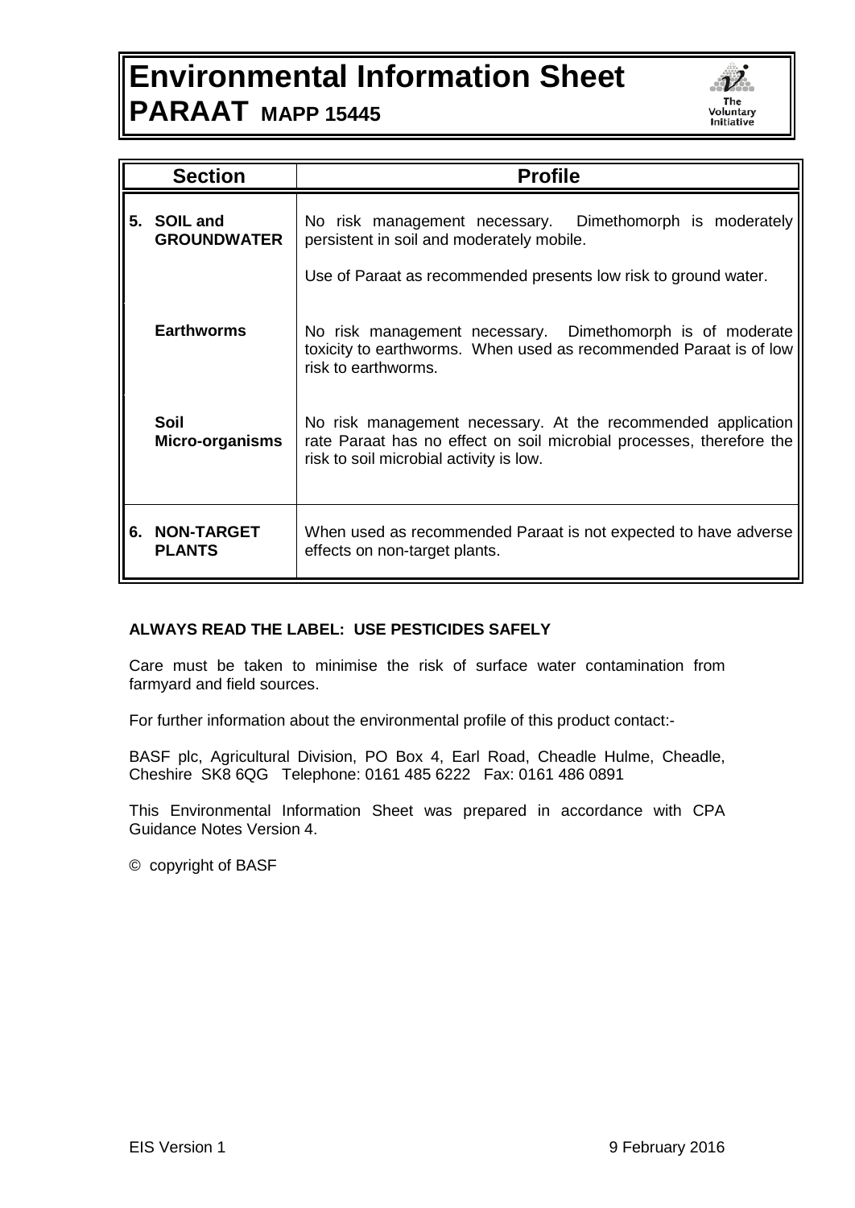# Environmental Information Sheet

## PARAAT MAPP 15445

| Section | Profile |
|---|---|
| **5. SOIL and GROUNDWATER** | No risk management necessary. Dimethomorph is moderately persistent in soil and moderately mobile.<br><br>Use of Paraat as recommended presents low risk to ground water. |
| **Earthworms** | No risk management necessary. Dimethomorph is of moderate toxicity to earthworms. When used as recommended Paraat is of low risk to earthworms. |
| **Soil Micro-organisms** | No risk management necessary. At the recommended application rate Paraat has no effect on soil microbial processes, therefore the risk to soil microbial activity is low. |
| **6. NON-TARGET PLANTS** | When used as recommended Paraat is not expected to have adverse effects on non-target plants. |

**ALWAYS READ THE LABEL: USE PESTICIDES SAFELY**

Care must be taken to minimise the risk of surface water contamination from farmyard and field sources.

For further information about the environmental profile of this product contact:-

BASF plc, Agricultural Division, PO Box 4, Earl Road, Cheadle Hulme, Cheadle, Cheshire SK8 6QG Telephone: 0161 485 6222 Fax: 0161 486 0891

This Environmental Information Sheet was prepared in accordance with CPA Guidance Notes Version 4.

© copyright of BASF

EIS Version 1 9 February 2016